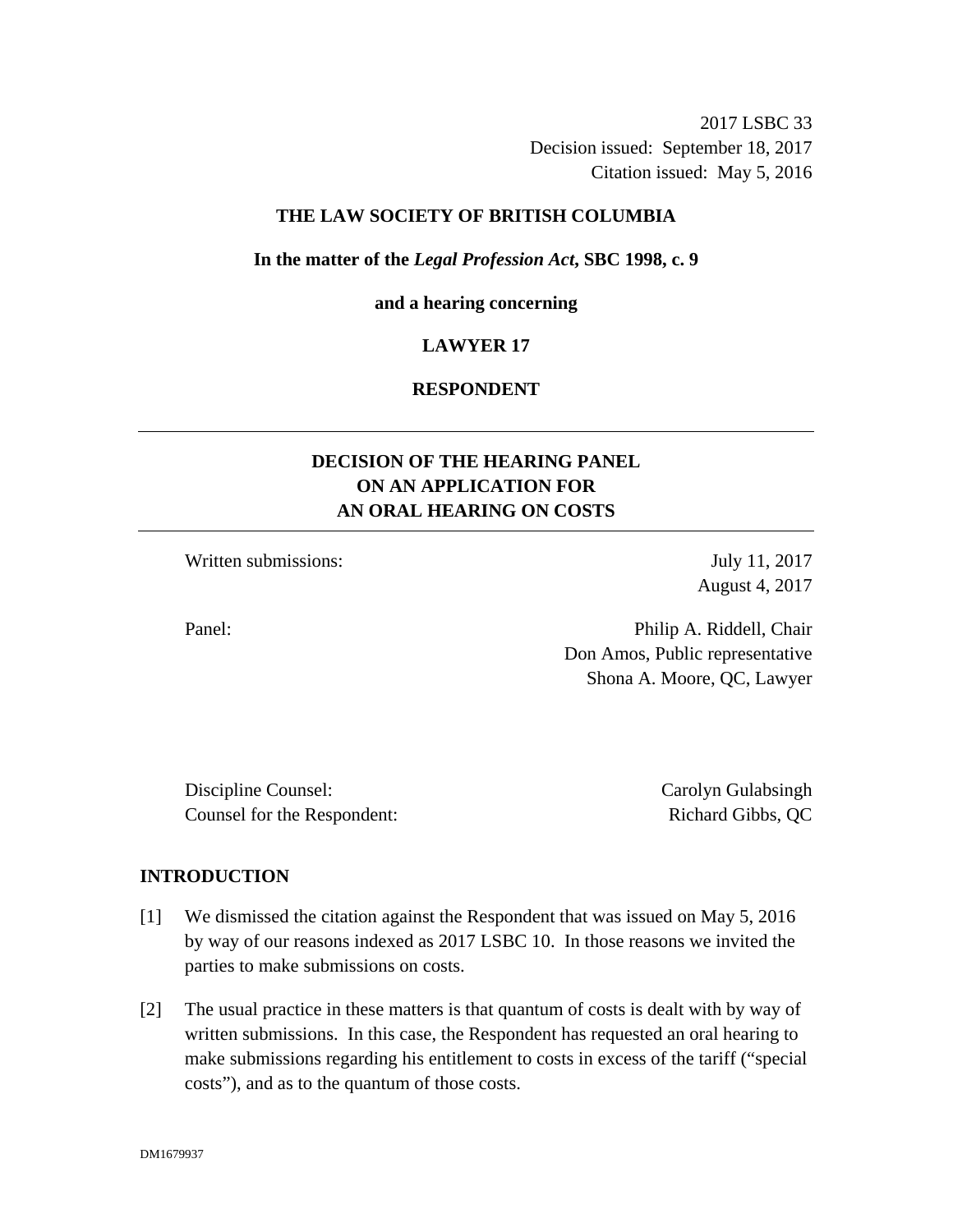2017 LSBC 33
Decision issued: September 18, 2017
Citation issued: May 5, 2016

**THE LAW SOCIETY OF BRITISH COLUMBIA**

**In the matter of the *Legal Profession Act*, SBC 1998, c. 9**

**and a hearing concerning**

**LAWYER 17**

**RESPONDENT**

---

## DECISION OF THE HEARING PANEL ON AN APPLICATION FOR AN ORAL HEARING ON COSTS

---

Written submissions: July 11, 2017
August 4, 2017

Panel: Philip A. Riddell, Chair
Don Amos, Public representative
Shona A. Moore, QC, Lawyer

Discipline Counsel: Carolyn Gulabsingh
Counsel for the Respondent: Richard Gibbs, QC

## INTRODUCTION

[1] We dismissed the citation against the Respondent that was issued on May 5, 2016 by way of our reasons indexed as 2017 LSBC 10. In those reasons we invited the parties to make submissions on costs.

[2] The usual practice in these matters is that quantum of costs is dealt with by way of written submissions. In this case, the Respondent has requested an oral hearing to make submissions regarding his entitlement to costs in excess of the tariff ("special costs"), and as to the quantum of those costs.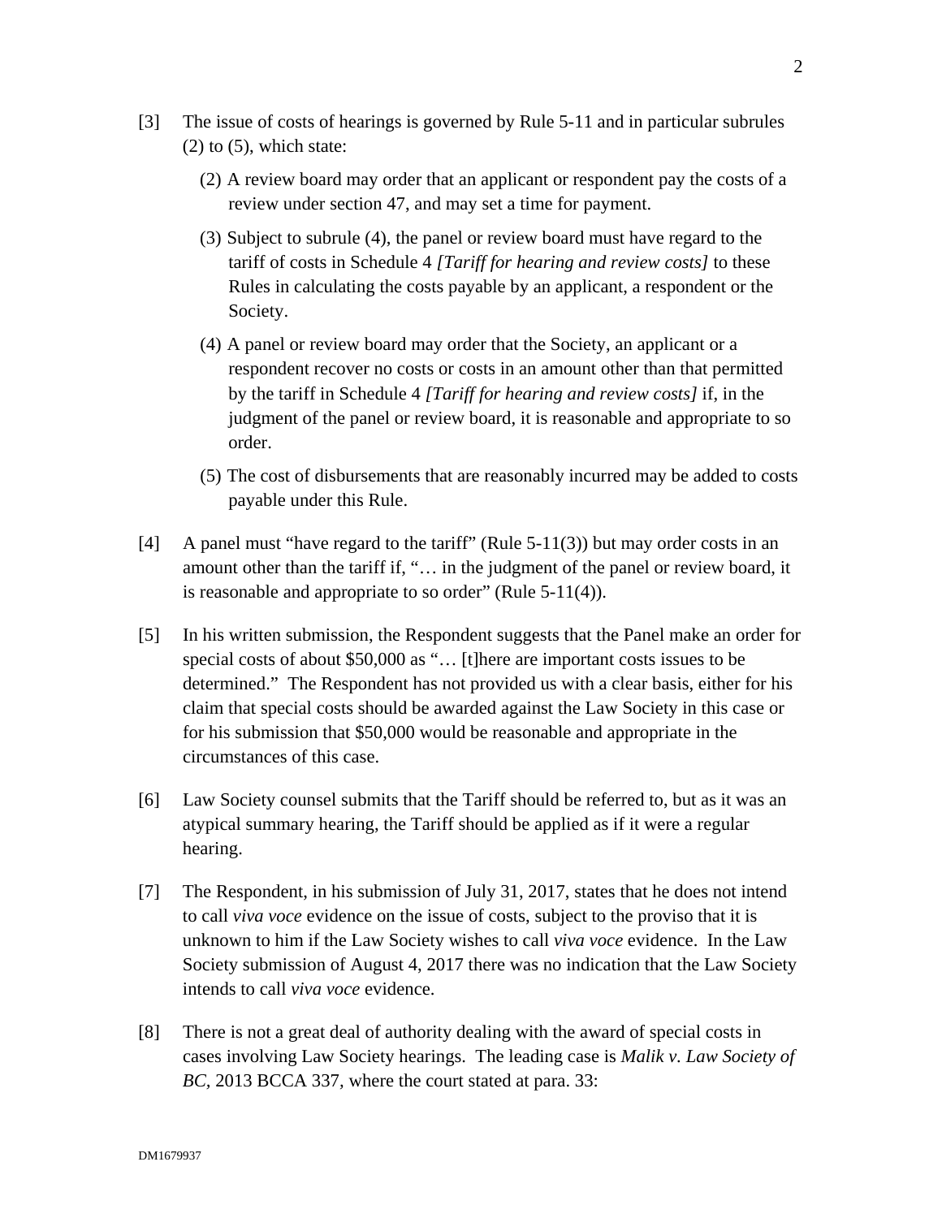[3] The issue of costs of hearings is governed by Rule 5-11 and in particular subrules (2) to (5), which state:

> (2) A review board may order that an applicant or respondent pay the costs of a review under section 47, and may set a time for payment.
>
> (3) Subject to subrule (4), the panel or review board must have regard to the tariff of costs in Schedule 4 *[Tariff for hearing and review costs]* to these Rules in calculating the costs payable by an applicant, a respondent or the Society.
>
> (4) A panel or review board may order that the Society, an applicant or a respondent recover no costs or costs in an amount other than that permitted by the tariff in Schedule 4 *[Tariff for hearing and review costs]* if, in the judgment of the panel or review board, it is reasonable and appropriate to so order.
>
> (5) The cost of disbursements that are reasonably incurred may be added to costs payable under this Rule.

[4] A panel must "have regard to the tariff" (Rule 5-11(3)) but may order costs in an amount other than the tariff if, "… in the judgment of the panel or review board, it is reasonable and appropriate to so order" (Rule 5-11(4)).

[5] In his written submission, the Respondent suggests that the Panel make an order for special costs of about $50,000 as "… [t]here are important costs issues to be determined." The Respondent has not provided us with a clear basis, either for his claim that special costs should be awarded against the Law Society in this case or for his submission that $50,000 would be reasonable and appropriate in the circumstances of this case.

[6] Law Society counsel submits that the Tariff should be referred to, but as it was an atypical summary hearing, the Tariff should be applied as if it were a regular hearing.

[7] The Respondent, in his submission of July 31, 2017, states that he does not intend to call *viva voce* evidence on the issue of costs, subject to the proviso that it is unknown to him if the Law Society wishes to call *viva voce* evidence. In the Law Society submission of August 4, 2017 there was no indication that the Law Society intends to call *viva voce* evidence.

[8] There is not a great deal of authority dealing with the award of special costs in cases involving Law Society hearings. The leading case is *Malik v. Law Society of BC*, 2013 BCCA 337, where the court stated at para. 33: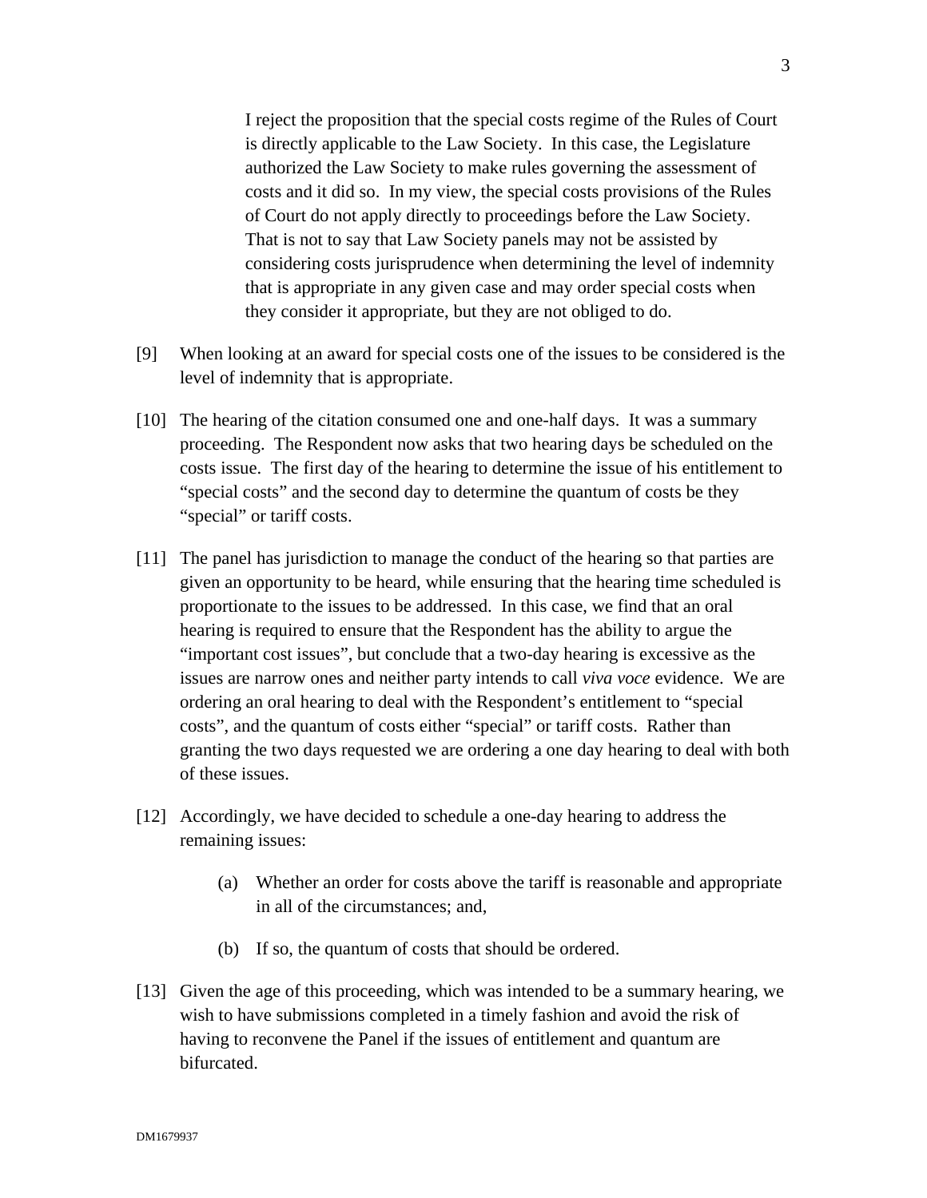> I reject the proposition that the special costs regime of the Rules of Court is directly applicable to the Law Society. In this case, the Legislature authorized the Law Society to make rules governing the assessment of costs and it did so. In my view, the special costs provisions of the Rules of Court do not apply directly to proceedings before the Law Society. That is not to say that Law Society panels may not be assisted by considering costs jurisprudence when determining the level of indemnity that is appropriate in any given case and may order special costs when they consider it appropriate, but they are not obliged to do.

[9] When looking at an award for special costs one of the issues to be considered is the level of indemnity that is appropriate.

[10] The hearing of the citation consumed one and one-half days. It was a summary proceeding. The Respondent now asks that two hearing days be scheduled on the costs issue. The first day of the hearing to determine the issue of his entitlement to "special costs" and the second day to determine the quantum of costs be they "special" or tariff costs.

[11] The panel has jurisdiction to manage the conduct of the hearing so that parties are given an opportunity to be heard, while ensuring that the hearing time scheduled is proportionate to the issues to be addressed. In this case, we find that an oral hearing is required to ensure that the Respondent has the ability to argue the "important cost issues", but conclude that a two-day hearing is excessive as the issues are narrow ones and neither party intends to call *viva voce* evidence. We are ordering an oral hearing to deal with the Respondent's entitlement to "special costs", and the quantum of costs either "special" or tariff costs. Rather than granting the two days requested we are ordering a one day hearing to deal with both of these issues.

[12] Accordingly, we have decided to schedule a one-day hearing to address the remaining issues:

> (a) Whether an order for costs above the tariff is reasonable and appropriate in all of the circumstances; and,
>
> (b) If so, the quantum of costs that should be ordered.

[13] Given the age of this proceeding, which was intended to be a summary hearing, we wish to have submissions completed in a timely fashion and avoid the risk of having to reconvene the Panel if the issues of entitlement and quantum are bifurcated.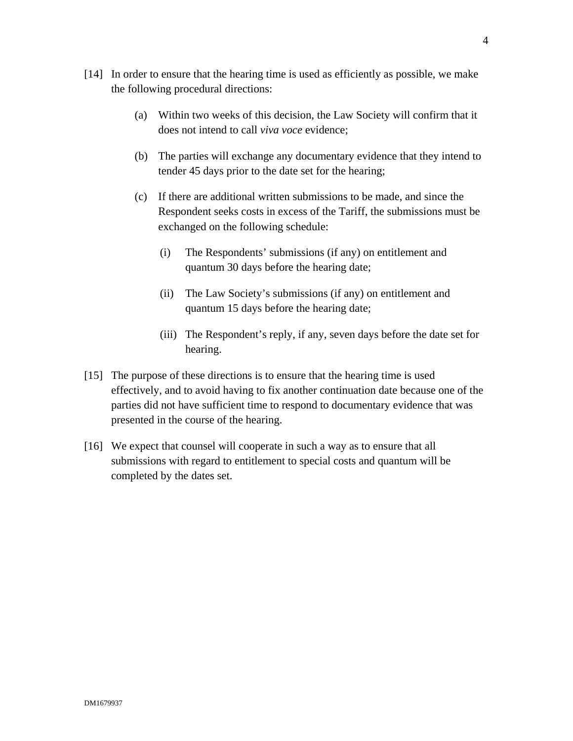[14] In order to ensure that the hearing time is used as efficiently as possible, we make the following procedural directions:

(a) Within two weeks of this decision, the Law Society will confirm that it does not intend to call *viva voce* evidence;

(b) The parties will exchange any documentary evidence that they intend to tender 45 days prior to the date set for the hearing;

(c) If there are additional written submissions to be made, and since the Respondent seeks costs in excess of the Tariff, the submissions must be exchanged on the following schedule:

(i) The Respondents' submissions (if any) on entitlement and quantum 30 days before the hearing date;

(ii) The Law Society's submissions (if any) on entitlement and quantum 15 days before the hearing date;

(iii) The Respondent's reply, if any, seven days before the date set for hearing.

[15] The purpose of these directions is to ensure that the hearing time is used effectively, and to avoid having to fix another continuation date because one of the parties did not have sufficient time to respond to documentary evidence that was presented in the course of the hearing.

[16] We expect that counsel will cooperate in such a way as to ensure that all submissions with regard to entitlement to special costs and quantum will be completed by the dates set.

DM1679937